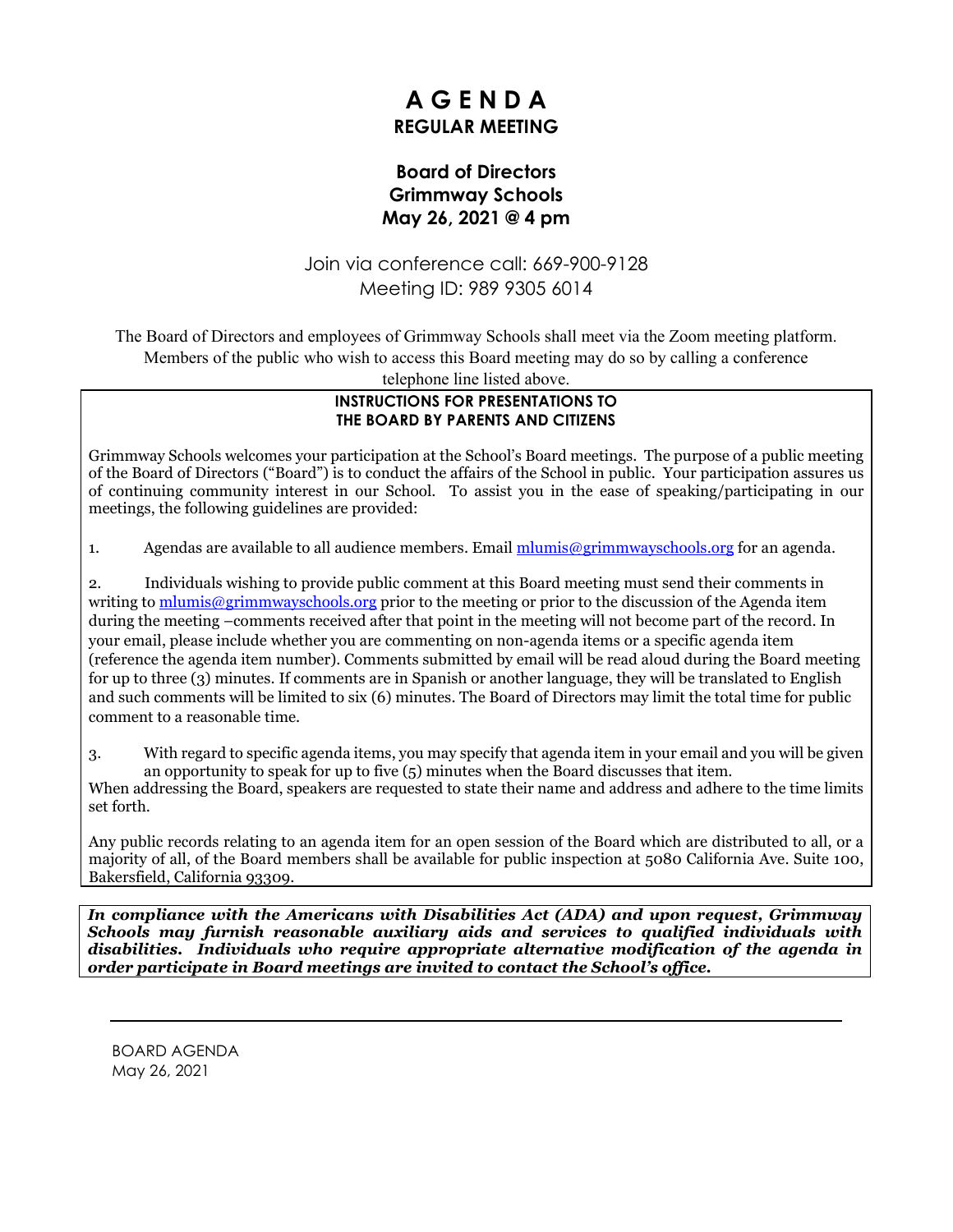# A G E N D A

## REGULAR MEETING

### Board of Directors
### Grimmway Schools
### May 26, 2021 @ 4 pm

Join via conference call: 669-900-9128
Meeting ID: 989 9305 6014

The Board of Directors and employees of Grimmway Schools shall meet via the Zoom meeting platform. Members of the public who wish to access this Board meeting may do so by calling a conference telephone line listed above.

**INSTRUCTIONS FOR PRESENTATIONS TO THE BOARD BY PARENTS AND CITIZENS**

Grimmway Schools welcomes your participation at the School's Board meetings. The purpose of a public meeting of the Board of Directors ("Board") is to conduct the affairs of the School in public. Your participation assures us of continuing community interest in our School. To assist you in the ease of speaking/participating in our meetings, the following guidelines are provided:

1. Agendas are available to all audience members. Email mlumis@grimmwayschools.org for an agenda.

2. Individuals wishing to provide public comment at this Board meeting must send their comments in writing to mlumis@grimmwayschools.org prior to the meeting or prior to the discussion of the Agenda item during the meeting –comments received after that point in the meeting will not become part of the record. In your email, please include whether you are commenting on non-agenda items or a specific agenda item (reference the agenda item number). Comments submitted by email will be read aloud during the Board meeting for up to three (3) minutes. If comments are in Spanish or another language, they will be translated to English and such comments will be limited to six (6) minutes. The Board of Directors may limit the total time for public comment to a reasonable time.

3. With regard to specific agenda items, you may specify that agenda item in your email and you will be given an opportunity to speak for up to five (5) minutes when the Board discusses that item.

When addressing the Board, speakers are requested to state their name and address and adhere to the time limits set forth.

Any public records relating to an agenda item for an open session of the Board which are distributed to all, or a majority of all, of the Board members shall be available for public inspection at 5080 California Ave. Suite 100, Bakersfield, California 93309.

***In compliance with the Americans with Disabilities Act (ADA) and upon request, Grimmway Schools may furnish reasonable auxiliary aids and services to qualified individuals with disabilities. Individuals who require appropriate alternative modification of the agenda in order participate in Board meetings are invited to contact the School's office.***

---

BOARD AGENDA
May 26, 2021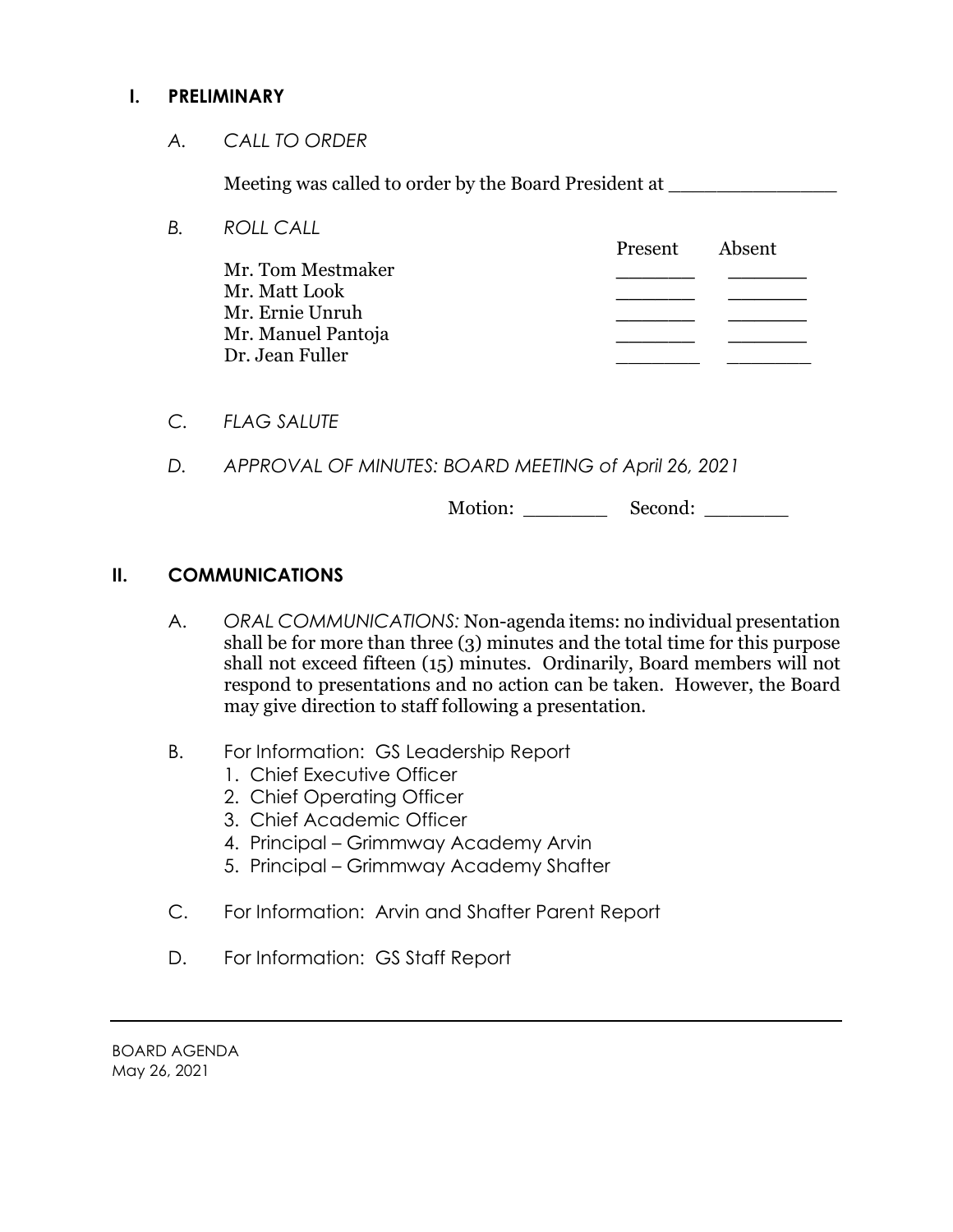## I. PRELIMINARY

*A. CALL TO ORDER*

Meeting was called to order by the Board President at _______________

*B. ROLL CALL*

| | Present | Absent |
|---|---|---|
| Mr. Tom Mestmaker | _______ | _______ |
| Mr. Matt Look | _______ | _______ |
| Mr. Ernie Unruh | _______ | _______ |
| Mr. Manuel Pantoja | _______ | _______ |
| Dr. Jean Fuller | _______ | _______ |

*C. FLAG SALUTE*

*D. APPROVAL OF MINUTES: BOARD MEETING of April 26, 2021*

Motion: ________ Second: ________

## II. COMMUNICATIONS

A. *ORAL COMMUNICATIONS:* Non-agenda items: no individual presentation shall be for more than three (3) minutes and the total time for this purpose shall not exceed fifteen (15) minutes. Ordinarily, Board members will not respond to presentations and no action can be taken. However, the Board may give direction to staff following a presentation.

B. For Information: GS Leadership Report
   1. Chief Executive Officer
   2. Chief Operating Officer
   3. Chief Academic Officer
   4. Principal – Grimmway Academy Arvin
   5. Principal – Grimmway Academy Shafter

C. For Information: Arvin and Shafter Parent Report

D. For Information: GS Staff Report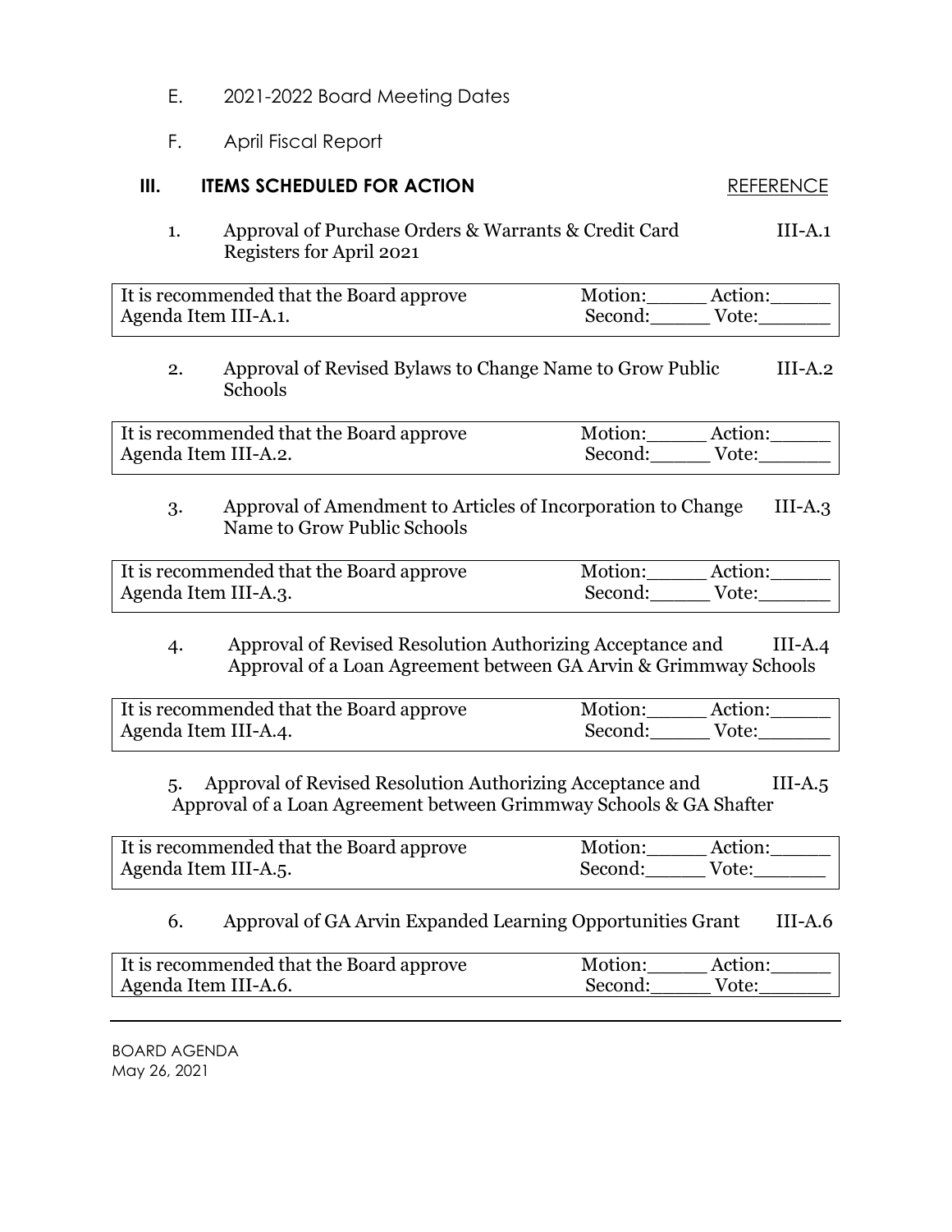E. 2021-2022 Board Meeting Dates

F. April Fiscal Report

## III. ITEMS SCHEDULED FOR ACTION

REFERENCE

1. Approval of Purchase Orders & Warrants & Credit Card Registers for April 2021 — III-A.1

| It is recommended that the Board approve Agenda Item III-A.1. | Motion:\_\_\_\_\_ Action:\_\_\_\_\_ Second:\_\_\_\_\_ Vote:\_\_\_\_\_\_ |
|---|---|

2. Approval of Revised Bylaws to Change Name to Grow Public Schools — III-A.2

| It is recommended that the Board approve Agenda Item III-A.2. | Motion:\_\_\_\_\_ Action:\_\_\_\_\_ Second:\_\_\_\_\_ Vote:\_\_\_\_\_\_ |
|---|---|

3. Approval of Amendment to Articles of Incorporation to Change Name to Grow Public Schools — III-A.3

| It is recommended that the Board approve Agenda Item III-A.3. | Motion:\_\_\_\_\_ Action:\_\_\_\_\_ Second:\_\_\_\_\_ Vote:\_\_\_\_\_\_ |
|---|---|

4. Approval of Revised Resolution Authorizing Acceptance and Approval of a Loan Agreement between GA Arvin & Grimmway Schools — III-A.4

| It is recommended that the Board approve Agenda Item III-A.4. | Motion:\_\_\_\_\_ Action:\_\_\_\_\_ Second:\_\_\_\_\_ Vote:\_\_\_\_\_\_ |
|---|---|

5. Approval of Revised Resolution Authorizing Acceptance and Approval of a Loan Agreement between Grimmway Schools & GA Shafter — III-A.5

| It is recommended that the Board approve Agenda Item III-A.5. | Motion:\_\_\_\_\_ Action:\_\_\_\_\_ Second:\_\_\_\_\_ Vote:\_\_\_\_\_\_ |
|---|---|

6. Approval of GA Arvin Expanded Learning Opportunities Grant — III-A.6

| It is recommended that the Board approve Agenda Item III-A.6. | Motion:\_\_\_\_\_ Action:\_\_\_\_\_ Second:\_\_\_\_\_ Vote:\_\_\_\_\_\_ |
|---|---|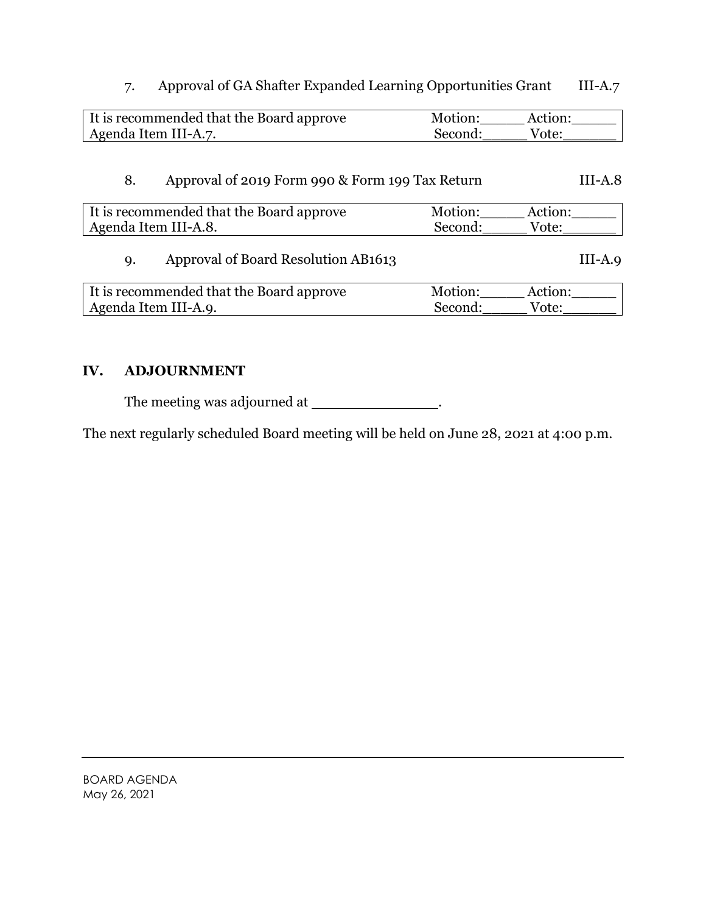7. Approval of GA Shafter Expanded Learning Opportunities Grant III-A.7

| | |
|---|---|
| It is recommended that the Board approve Agenda Item III-A.7. | Motion:_____ Action:_____ Second:_____ Vote:______ |

8. Approval of 2019 Form 990 & Form 199 Tax Return III-A.8

| | |
|---|---|
| It is recommended that the Board approve Agenda Item III-A.8. | Motion:_____ Action:_____ Second:_____ Vote:______ |

9. Approval of Board Resolution AB1613 III-A.9

| | |
|---|---|
| It is recommended that the Board approve Agenda Item III-A.9. | Motion:_____ Action:_____ Second:_____ Vote:______ |

## IV. ADJOURNMENT

The meeting was adjourned at _______________.

The next regularly scheduled Board meeting will be held on June 28, 2021 at 4:00 p.m.